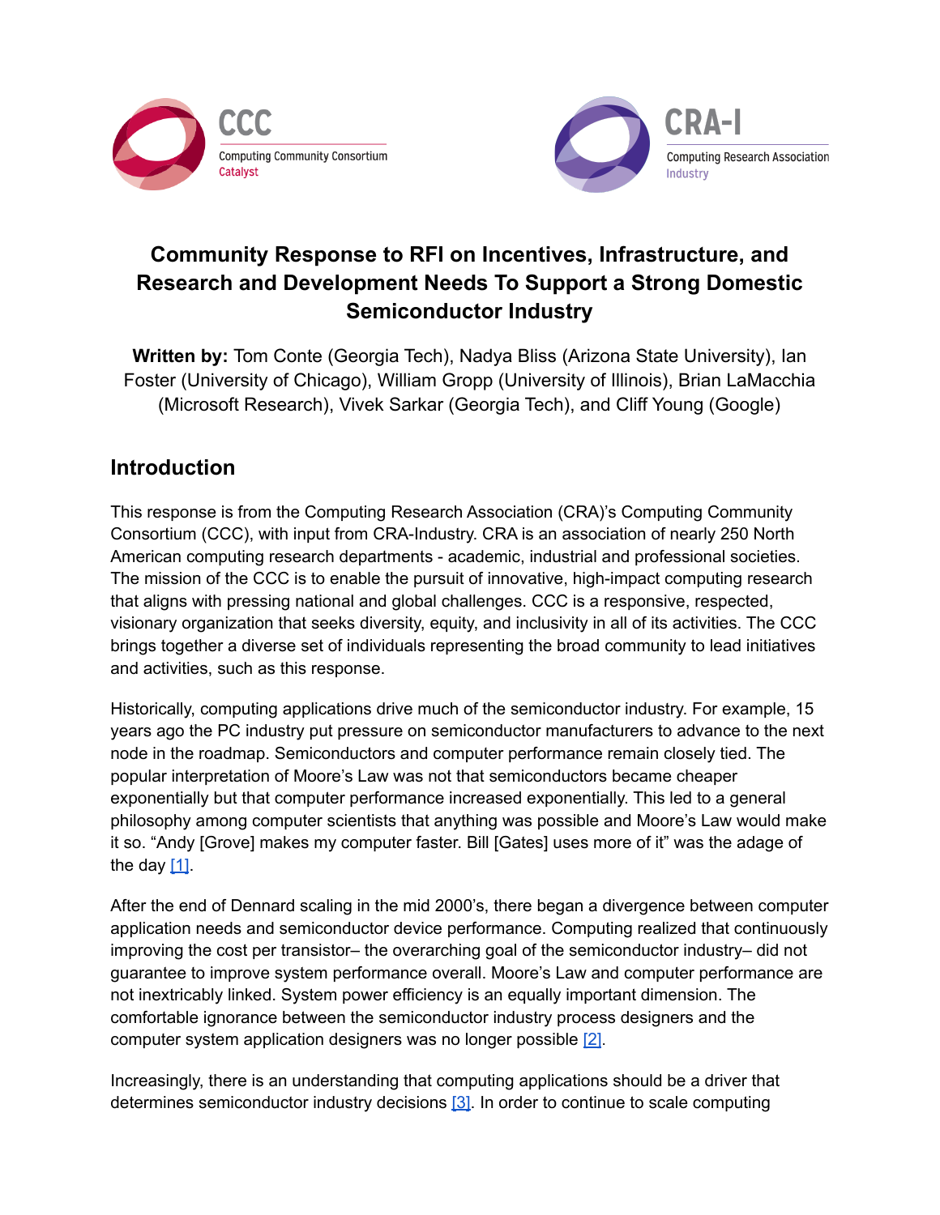CCC
Computing Community Consortium
Catalyst

CRA-I
Computing Research Association
Industry

# Community Response to RFI on Incentives, Infrastructure, and Research and Development Needs To Support a Strong Domestic Semiconductor Industry

**Written by:** Tom Conte (Georgia Tech), Nadya Bliss (Arizona State University), Ian Foster (University of Chicago), William Gropp (University of Illinois), Brian LaMacchia (Microsoft Research), Vivek Sarkar (Georgia Tech), and Cliff Young (Google)

## Introduction

This response is from the Computing Research Association (CRA)'s Computing Community Consortium (CCC), with input from CRA-Industry. CRA is an association of nearly 250 North American computing research departments - academic, industrial and professional societies. The mission of the CCC is to enable the pursuit of innovative, high-impact computing research that aligns with pressing national and global challenges. CCC is a responsive, respected, visionary organization that seeks diversity, equity, and inclusivity in all of its activities. The CCC brings together a diverse set of individuals representing the broad community to lead initiatives and activities, such as this response.

Historically, computing applications drive much of the semiconductor industry. For example, 15 years ago the PC industry put pressure on semiconductor manufacturers to advance to the next node in the roadmap. Semiconductors and computer performance remain closely tied. The popular interpretation of Moore's Law was not that semiconductors became cheaper exponentially but that computer performance increased exponentially. This led to a general philosophy among computer scientists that anything was possible and Moore's Law would make it so. "Andy [Grove] makes my computer faster. Bill [Gates] uses more of it" was the adage of the day [1].

After the end of Dennard scaling in the mid 2000's, there began a divergence between computer application needs and semiconductor device performance. Computing realized that continuously improving the cost per transistor– the overarching goal of the semiconductor industry– did not guarantee to improve system performance overall. Moore's Law and computer performance are not inextricably linked. System power efficiency is an equally important dimension. The comfortable ignorance between the semiconductor industry process designers and the computer system application designers was no longer possible [2].

Increasingly, there is an understanding that computing applications should be a driver that determines semiconductor industry decisions [3]. In order to continue to scale computing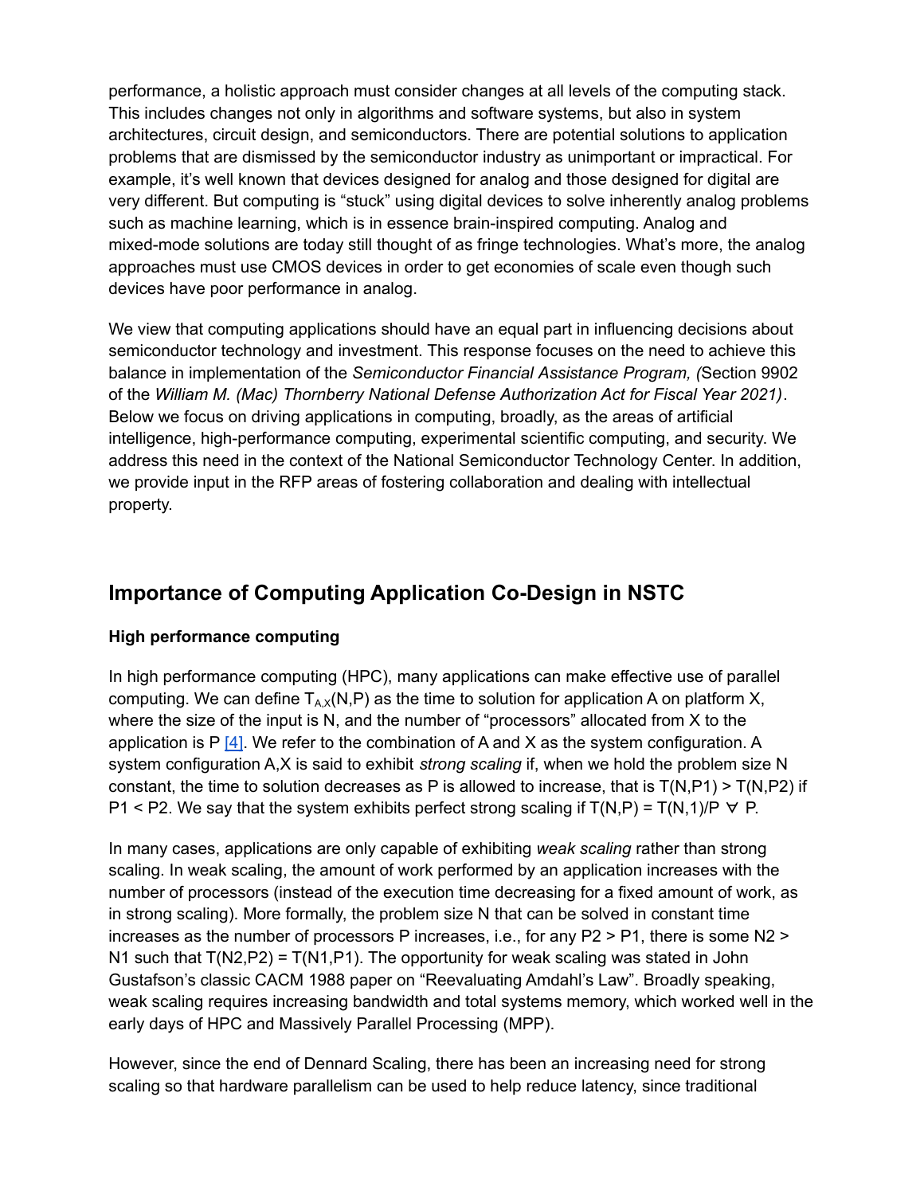performance, a holistic approach must consider changes at all levels of the computing stack. This includes changes not only in algorithms and software systems, but also in system architectures, circuit design, and semiconductors. There are potential solutions to application problems that are dismissed by the semiconductor industry as unimportant or impractical. For example, it's well known that devices designed for analog and those designed for digital are very different. But computing is "stuck" using digital devices to solve inherently analog problems such as machine learning, which is in essence brain-inspired computing. Analog and mixed-mode solutions are today still thought of as fringe technologies. What's more, the analog approaches must use CMOS devices in order to get economies of scale even though such devices have poor performance in analog.

We view that computing applications should have an equal part in influencing decisions about semiconductor technology and investment. This response focuses on the need to achieve this balance in implementation of the *Semiconductor Financial Assistance Program, (*Section 9902 of the *William M. (Mac) Thornberry National Defense Authorization Act for Fiscal Year 2021)*. Below we focus on driving applications in computing, broadly, as the areas of artificial intelligence, high-performance computing, experimental scientific computing, and security. We address this need in the context of the National Semiconductor Technology Center. In addition, we provide input in the RFP areas of fostering collaboration and dealing with intellectual property.

## Importance of Computing Application Co-Design in NSTC

### High performance computing

In high performance computing (HPC), many applications can make effective use of parallel computing. We can define $T_{A,X}(N,P)$ as the time to solution for application A on platform X, where the size of the input is N, and the number of "processors" allocated from X to the application is P [4]. We refer to the combination of A and X as the system configuration. A system configuration A,X is said to exhibit *strong scaling* if, when we hold the problem size N constant, the time to solution decreases as P is allowed to increase, that is $T(N,P1) > T(N,P2)$ if $P1 < P2$. We say that the system exhibits perfect strong scaling if $T(N,P) = T(N,1)/P \ \forall \ P$.

In many cases, applications are only capable of exhibiting *weak scaling* rather than strong scaling. In weak scaling, the amount of work performed by an application increases with the number of processors (instead of the execution time decreasing for a fixed amount of work, as in strong scaling). More formally, the problem size N that can be solved in constant time increases as the number of processors P increases, i.e., for any $P2 > P1$, there is some $N2 > N1$ such that $T(N2,P2) = T(N1,P1)$. The opportunity for weak scaling was stated in John Gustafson's classic CACM 1988 paper on "Reevaluating Amdahl's Law". Broadly speaking, weak scaling requires increasing bandwidth and total systems memory, which worked well in the early days of HPC and Massively Parallel Processing (MPP).

However, since the end of Dennard Scaling, there has been an increasing need for strong scaling so that hardware parallelism can be used to help reduce latency, since traditional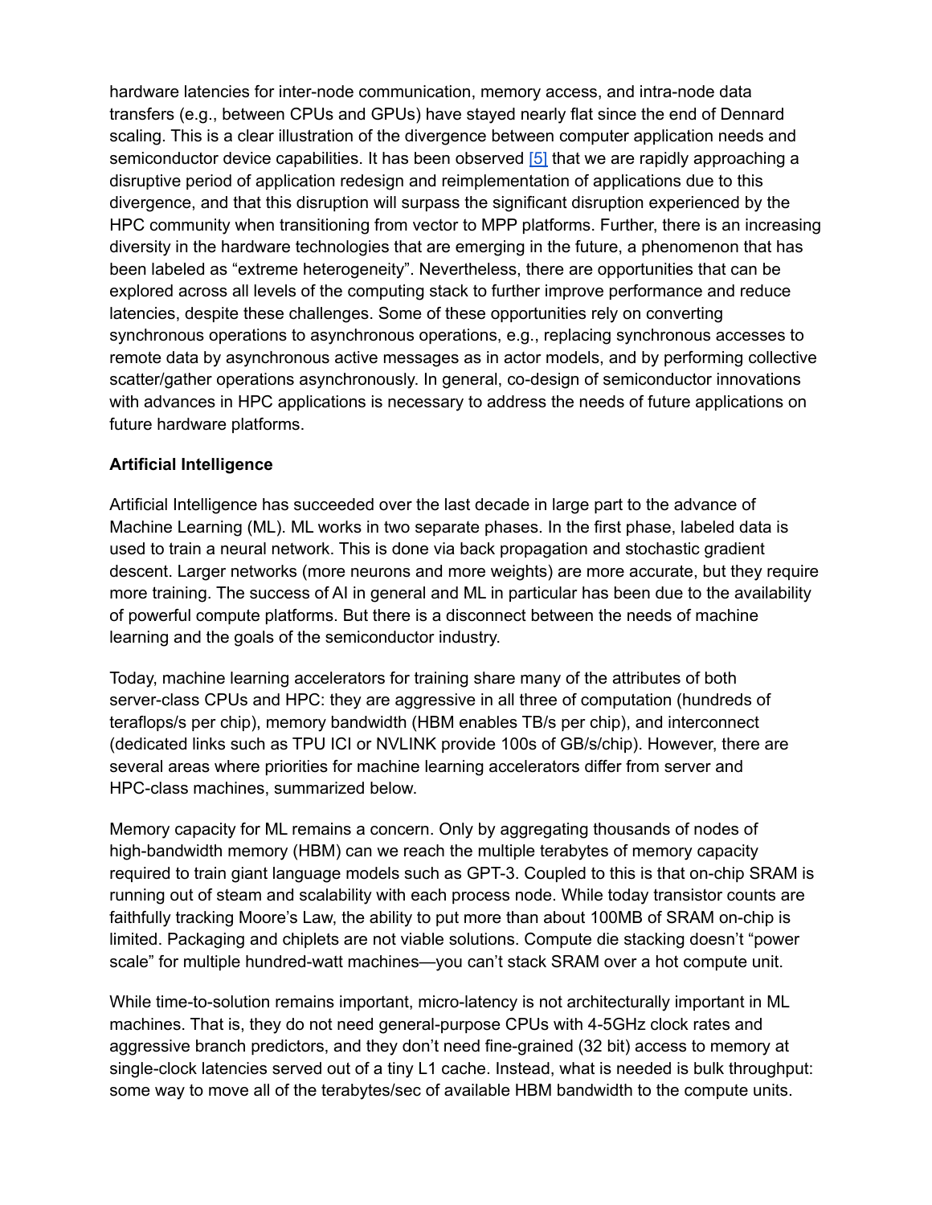hardware latencies for inter-node communication, memory access, and intra-node data transfers (e.g., between CPUs and GPUs) have stayed nearly flat since the end of Dennard scaling. This is a clear illustration of the divergence between computer application needs and semiconductor device capabilities. It has been observed [5] that we are rapidly approaching a disruptive period of application redesign and reimplementation of applications due to this divergence, and that this disruption will surpass the significant disruption experienced by the HPC community when transitioning from vector to MPP platforms. Further, there is an increasing diversity in the hardware technologies that are emerging in the future, a phenomenon that has been labeled as "extreme heterogeneity". Nevertheless, there are opportunities that can be explored across all levels of the computing stack to further improve performance and reduce latencies, despite these challenges. Some of these opportunities rely on converting synchronous operations to asynchronous operations, e.g., replacing synchronous accesses to remote data by asynchronous active messages as in actor models, and by performing collective scatter/gather operations asynchronously. In general, co-design of semiconductor innovations with advances in HPC applications is necessary to address the needs of future applications on future hardware platforms.

**Artificial Intelligence**

Artificial Intelligence has succeeded over the last decade in large part to the advance of Machine Learning (ML). ML works in two separate phases. In the first phase, labeled data is used to train a neural network. This is done via back propagation and stochastic gradient descent. Larger networks (more neurons and more weights) are more accurate, but they require more training. The success of AI in general and ML in particular has been due to the availability of powerful compute platforms. But there is a disconnect between the needs of machine learning and the goals of the semiconductor industry.

Today, machine learning accelerators for training share many of the attributes of both server-class CPUs and HPC: they are aggressive in all three of computation (hundreds of teraflops/s per chip), memory bandwidth (HBM enables TB/s per chip), and interconnect (dedicated links such as TPU ICI or NVLINK provide 100s of GB/s/chip). However, there are several areas where priorities for machine learning accelerators differ from server and HPC-class machines, summarized below.

Memory capacity for ML remains a concern. Only by aggregating thousands of nodes of high-bandwidth memory (HBM) can we reach the multiple terabytes of memory capacity required to train giant language models such as GPT-3. Coupled to this is that on-chip SRAM is running out of steam and scalability with each process node. While today transistor counts are faithfully tracking Moore's Law, the ability to put more than about 100MB of SRAM on-chip is limited. Packaging and chiplets are not viable solutions. Compute die stacking doesn't "power scale" for multiple hundred-watt machines—you can't stack SRAM over a hot compute unit.

While time-to-solution remains important, micro-latency is not architecturally important in ML machines. That is, they do not need general-purpose CPUs with 4-5GHz clock rates and aggressive branch predictors, and they don't need fine-grained (32 bit) access to memory at single-clock latencies served out of a tiny L1 cache. Instead, what is needed is bulk throughput: some way to move all of the terabytes/sec of available HBM bandwidth to the compute units.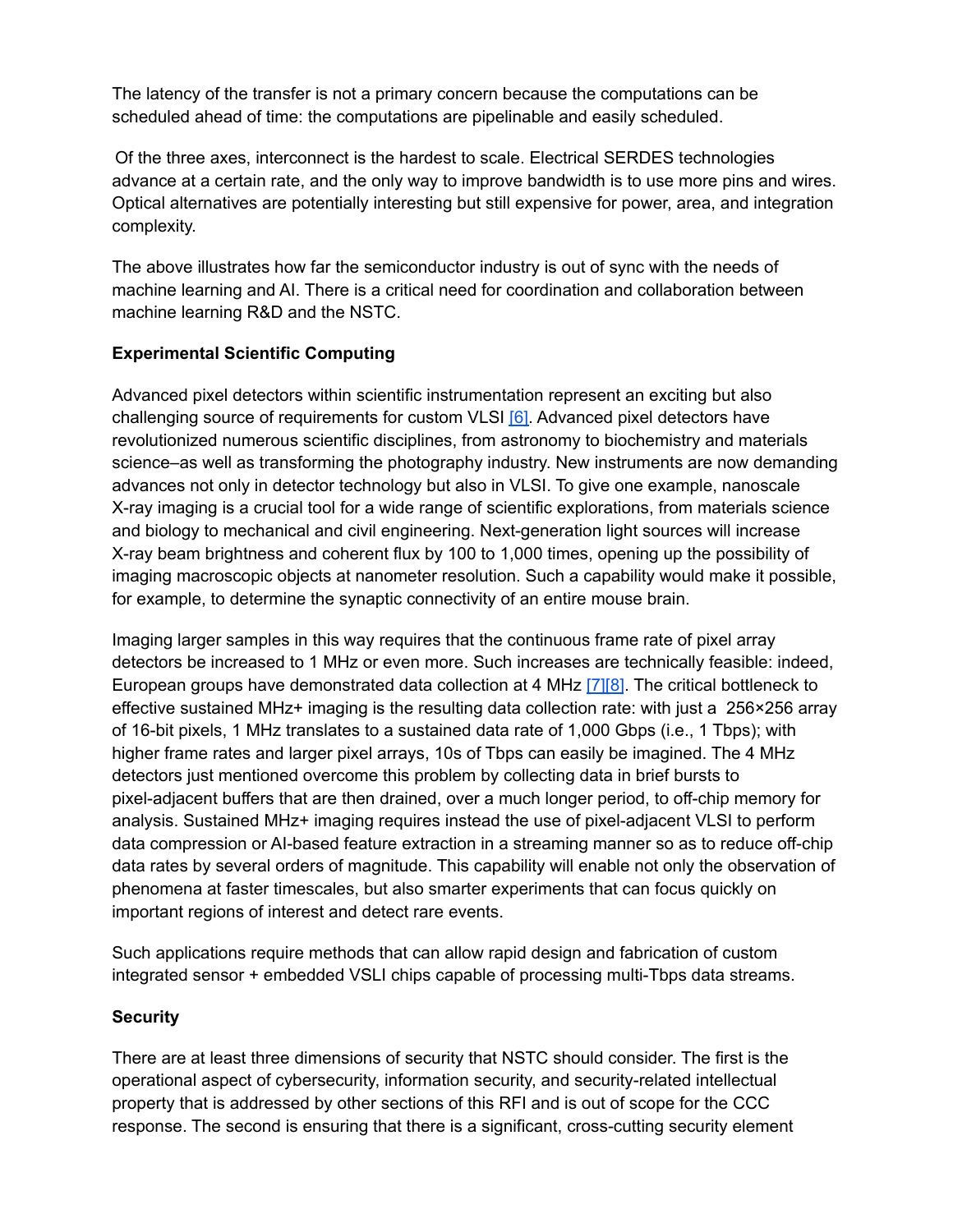The latency of the transfer is not a primary concern because the computations can be scheduled ahead of time: the computations are pipelinable and easily scheduled.

Of the three axes, interconnect is the hardest to scale. Electrical SERDES technologies advance at a certain rate, and the only way to improve bandwidth is to use more pins and wires. Optical alternatives are potentially interesting but still expensive for power, area, and integration complexity.

The above illustrates how far the semiconductor industry is out of sync with the needs of machine learning and AI. There is a critical need for coordination and collaboration between machine learning R&D and the NSTC.

**Experimental Scientific Computing**

Advanced pixel detectors within scientific instrumentation represent an exciting but also challenging source of requirements for custom VLSI [6]. Advanced pixel detectors have revolutionized numerous scientific disciplines, from astronomy to biochemistry and materials science–as well as transforming the photography industry. New instruments are now demanding advances not only in detector technology but also in VLSI. To give one example, nanoscale X-ray imaging is a crucial tool for a wide range of scientific explorations, from materials science and biology to mechanical and civil engineering. Next-generation light sources will increase X-ray beam brightness and coherent flux by 100 to 1,000 times, opening up the possibility of imaging macroscopic objects at nanometer resolution. Such a capability would make it possible, for example, to determine the synaptic connectivity of an entire mouse brain.

Imaging larger samples in this way requires that the continuous frame rate of pixel array detectors be increased to 1 MHz or even more. Such increases are technically feasible: indeed, European groups have demonstrated data collection at 4 MHz [7][8]. The critical bottleneck to effective sustained MHz+ imaging is the resulting data collection rate: with just a 256×256 array of 16-bit pixels, 1 MHz translates to a sustained data rate of 1,000 Gbps (i.e., 1 Tbps); with higher frame rates and larger pixel arrays, 10s of Tbps can easily be imagined. The 4 MHz detectors just mentioned overcome this problem by collecting data in brief bursts to pixel-adjacent buffers that are then drained, over a much longer period, to off-chip memory for analysis. Sustained MHz+ imaging requires instead the use of pixel-adjacent VLSI to perform data compression or AI-based feature extraction in a streaming manner so as to reduce off-chip data rates by several orders of magnitude. This capability will enable not only the observation of phenomena at faster timescales, but also smarter experiments that can focus quickly on important regions of interest and detect rare events.

Such applications require methods that can allow rapid design and fabrication of custom integrated sensor + embedded VSLI chips capable of processing multi-Tbps data streams.

**Security**

There are at least three dimensions of security that NSTC should consider. The first is the operational aspect of cybersecurity, information security, and security-related intellectual property that is addressed by other sections of this RFI and is out of scope for the CCC response. The second is ensuring that there is a significant, cross-cutting security element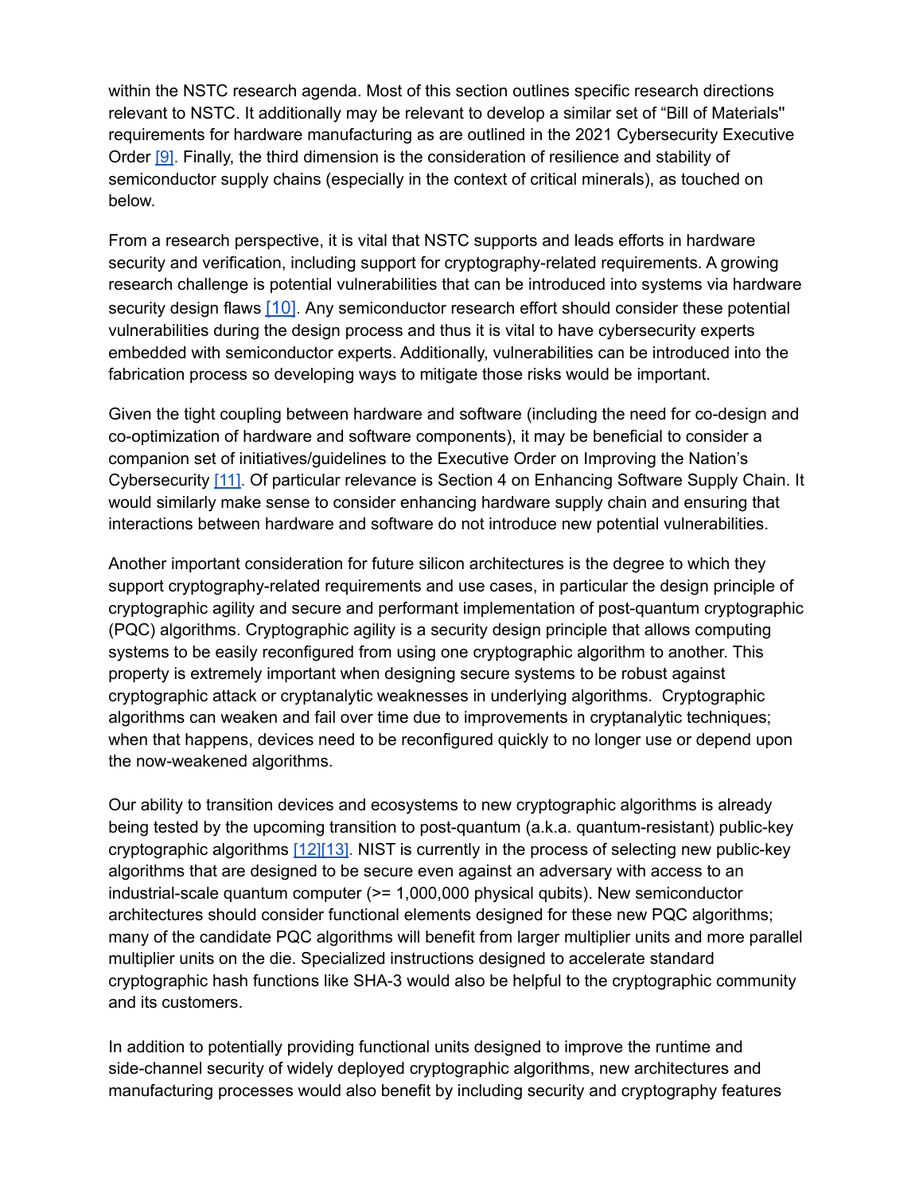within the NSTC research agenda. Most of this section outlines specific research directions relevant to NSTC. It additionally may be relevant to develop a similar set of "Bill of Materials" requirements for hardware manufacturing as are outlined in the 2021 Cybersecurity Executive Order [9]. Finally, the third dimension is the consideration of resilience and stability of semiconductor supply chains (especially in the context of critical minerals), as touched on below.

From a research perspective, it is vital that NSTC supports and leads efforts in hardware security and verification, including support for cryptography-related requirements. A growing research challenge is potential vulnerabilities that can be introduced into systems via hardware security design flaws [10]. Any semiconductor research effort should consider these potential vulnerabilities during the design process and thus it is vital to have cybersecurity experts embedded with semiconductor experts. Additionally, vulnerabilities can be introduced into the fabrication process so developing ways to mitigate those risks would be important.

Given the tight coupling between hardware and software (including the need for co-design and co-optimization of hardware and software components), it may be beneficial to consider a companion set of initiatives/guidelines to the Executive Order on Improving the Nation's Cybersecurity [11]. Of particular relevance is Section 4 on Enhancing Software Supply Chain. It would similarly make sense to consider enhancing hardware supply chain and ensuring that interactions between hardware and software do not introduce new potential vulnerabilities.

Another important consideration for future silicon architectures is the degree to which they support cryptography-related requirements and use cases, in particular the design principle of cryptographic agility and secure and performant implementation of post-quantum cryptographic (PQC) algorithms. Cryptographic agility is a security design principle that allows computing systems to be easily reconfigured from using one cryptographic algorithm to another. This property is extremely important when designing secure systems to be robust against cryptographic attack or cryptanalytic weaknesses in underlying algorithms. Cryptographic algorithms can weaken and fail over time due to improvements in cryptanalytic techniques; when that happens, devices need to be reconfigured quickly to no longer use or depend upon the now-weakened algorithms.

Our ability to transition devices and ecosystems to new cryptographic algorithms is already being tested by the upcoming transition to post-quantum (a.k.a. quantum-resistant) public-key cryptographic algorithms [12][13]. NIST is currently in the process of selecting new public-key algorithms that are designed to be secure even against an adversary with access to an industrial-scale quantum computer (>= 1,000,000 physical qubits). New semiconductor architectures should consider functional elements designed for these new PQC algorithms; many of the candidate PQC algorithms will benefit from larger multiplier units and more parallel multiplier units on the die. Specialized instructions designed to accelerate standard cryptographic hash functions like SHA-3 would also be helpful to the cryptographic community and its customers.

In addition to potentially providing functional units designed to improve the runtime and side-channel security of widely deployed cryptographic algorithms, new architectures and manufacturing processes would also benefit by including security and cryptography features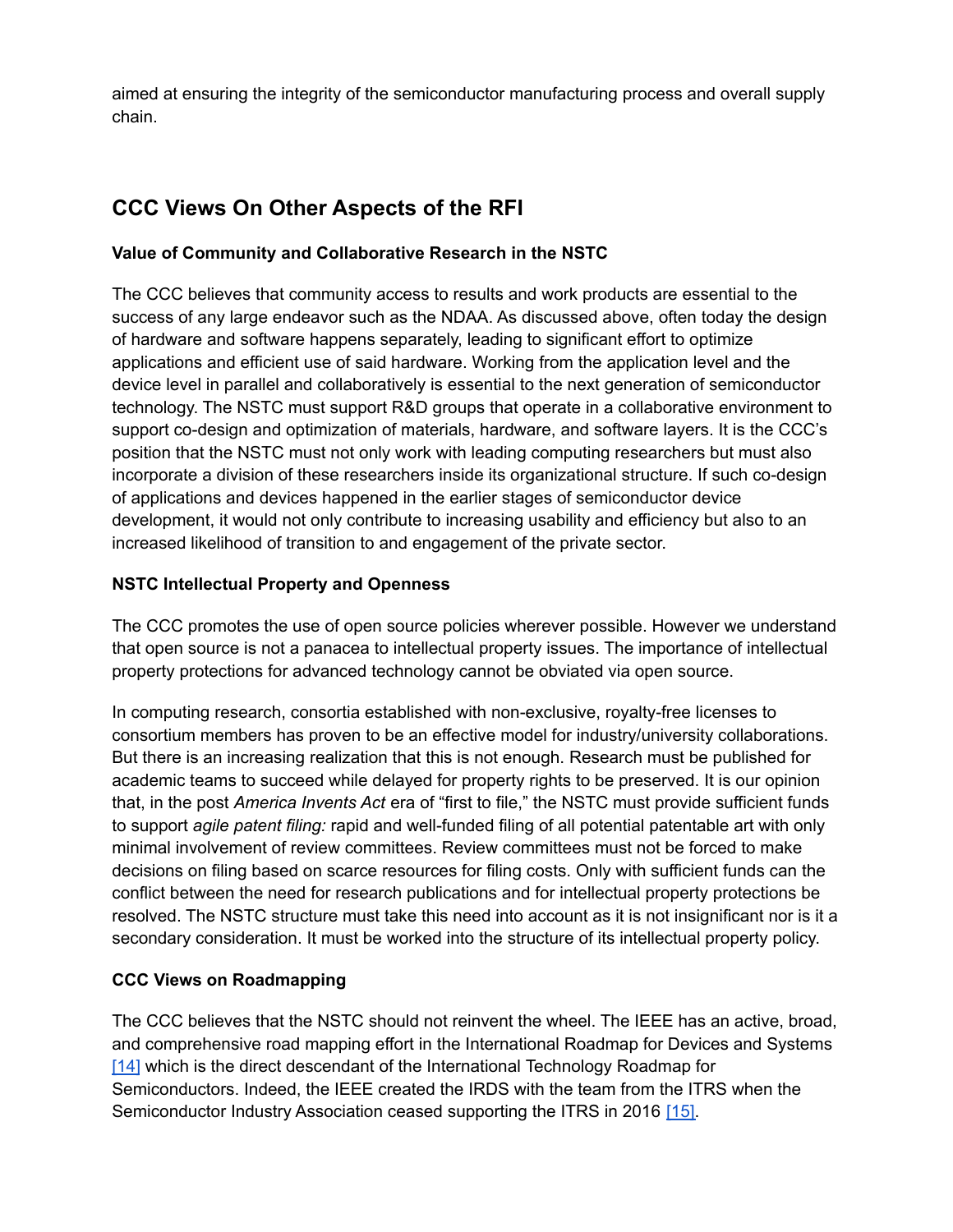aimed at ensuring the integrity of the semiconductor manufacturing process and overall supply chain.

## CCC Views On Other Aspects of the RFI

**Value of Community and Collaborative Research in the NSTC**

The CCC believes that community access to results and work products are essential to the success of any large endeavor such as the NDAA. As discussed above, often today the design of hardware and software happens separately, leading to significant effort to optimize applications and efficient use of said hardware. Working from the application level and the device level in parallel and collaboratively is essential to the next generation of semiconductor technology. The NSTC must support R&D groups that operate in a collaborative environment to support co-design and optimization of materials, hardware, and software layers. It is the CCC's position that the NSTC must not only work with leading computing researchers but must also incorporate a division of these researchers inside its organizational structure. If such co-design of applications and devices happened in the earlier stages of semiconductor device development, it would not only contribute to increasing usability and efficiency but also to an increased likelihood of transition to and engagement of the private sector.

**NSTC Intellectual Property and Openness**

The CCC promotes the use of open source policies wherever possible. However we understand that open source is not a panacea to intellectual property issues. The importance of intellectual property protections for advanced technology cannot be obviated via open source.

In computing research, consortia established with non-exclusive, royalty-free licenses to consortium members has proven to be an effective model for industry/university collaborations. But there is an increasing realization that this is not enough. Research must be published for academic teams to succeed while delayed for property rights to be preserved. It is our opinion that, in the post *America Invents Act* era of "first to file," the NSTC must provide sufficient funds to support *agile patent filing:* rapid and well-funded filing of all potential patentable art with only minimal involvement of review committees. Review committees must not be forced to make decisions on filing based on scarce resources for filing costs. Only with sufficient funds can the conflict between the need for research publications and for intellectual property protections be resolved. The NSTC structure must take this need into account as it is not insignificant nor is it a secondary consideration. It must be worked into the structure of its intellectual property policy.

**CCC Views on Roadmapping**

The CCC believes that the NSTC should not reinvent the wheel. The IEEE has an active, broad, and comprehensive road mapping effort in the International Roadmap for Devices and Systems [14] which is the direct descendant of the International Technology Roadmap for Semiconductors. Indeed, the IEEE created the IRDS with the team from the ITRS when the Semiconductor Industry Association ceased supporting the ITRS in 2016 [15].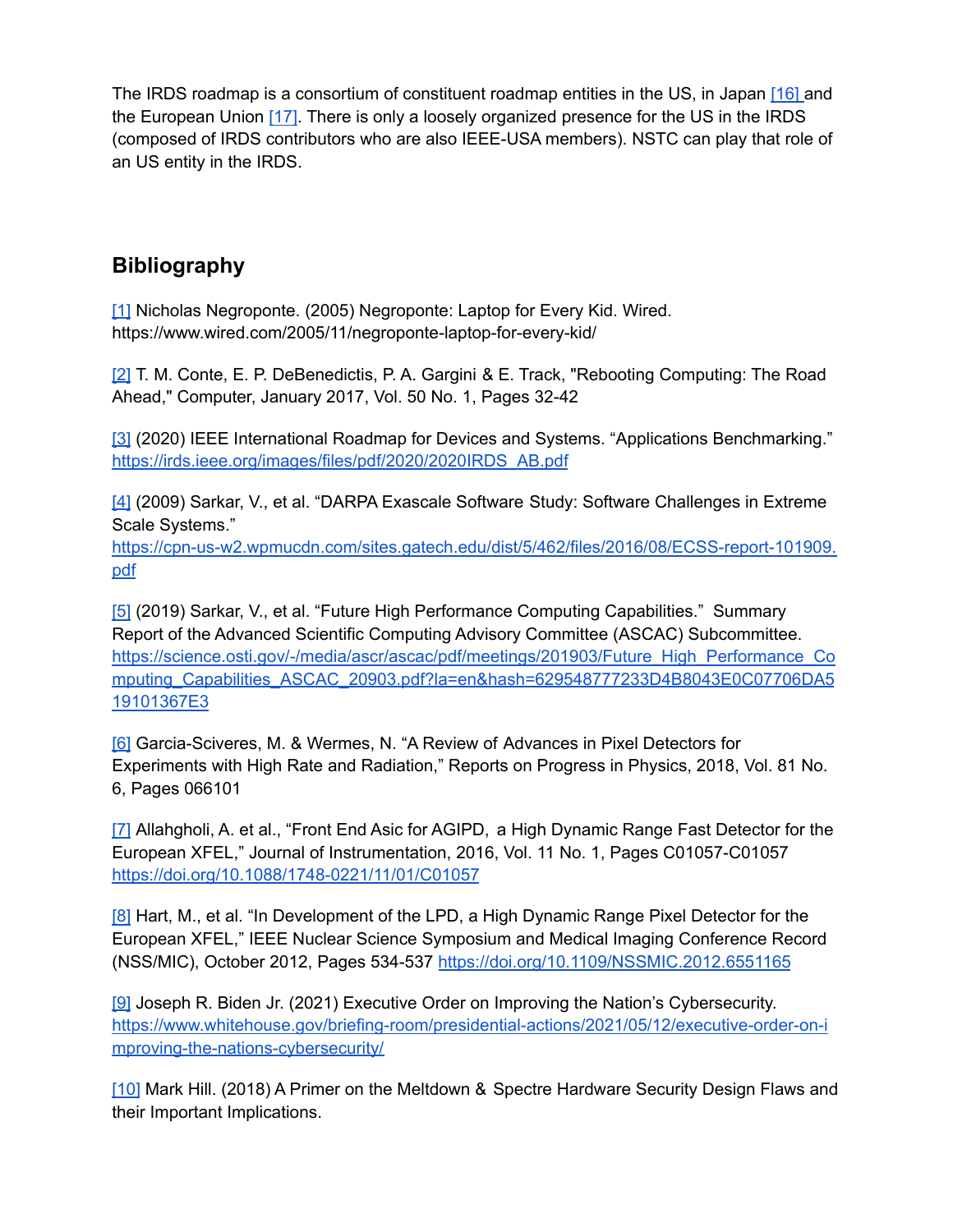The IRDS roadmap is a consortium of constituent roadmap entities in the US, in Japan [16] and the European Union [17]. There is only a loosely organized presence for the US in the IRDS (composed of IRDS contributors who are also IEEE-USA members). NSTC can play that role of an US entity in the IRDS.

## Bibliography

[1] Nicholas Negroponte. (2005) Negroponte: Laptop for Every Kid. Wired. https://www.wired.com/2005/11/negroponte-laptop-for-every-kid/

[2] T. M. Conte, E. P. DeBenedictis, P. A. Gargini & E. Track, "Rebooting Computing: The Road Ahead," Computer, January 2017, Vol. 50 No. 1, Pages 32-42

[3] (2020) IEEE International Roadmap for Devices and Systems. “Applications Benchmarking.” https://irds.ieee.org/images/files/pdf/2020/2020IRDS_AB.pdf

[4] (2009) Sarkar, V., et al. “DARPA Exascale Software Study: Software Challenges in Extreme Scale Systems.” https://cpn-us-w2.wpmucdn.com/sites.gatech.edu/dist/5/462/files/2016/08/ECSS-report-101909.pdf

[5] (2019) Sarkar, V., et al. “Future High Performance Computing Capabilities.” Summary Report of the Advanced Scientific Computing Advisory Committee (ASCAC) Subcommittee. https://science.osti.gov/-/media/ascr/ascac/pdf/meetings/201903/Future_High_Performance_Computing_Capabilities_ASCAC_20903.pdf?la=en&hash=629548777233D4B8043E0C07706DA519101367E3

[6] Garcia-Sciveres, M. & Wermes, N. “A Review of Advances in Pixel Detectors for Experiments with High Rate and Radiation,” Reports on Progress in Physics, 2018, Vol. 81 No. 6, Pages 066101

[7] Allahgholi, A. et al., “Front End Asic for AGIPD, a High Dynamic Range Fast Detector for the European XFEL,” Journal of Instrumentation, 2016, Vol. 11 No. 1, Pages C01057-C01057 https://doi.org/10.1088/1748-0221/11/01/C01057

[8] Hart, M., et al. “In Development of the LPD, a High Dynamic Range Pixel Detector for the European XFEL,” IEEE Nuclear Science Symposium and Medical Imaging Conference Record (NSS/MIC), October 2012, Pages 534-537 https://doi.org/10.1109/NSSMIC.2012.6551165

[9] Joseph R. Biden Jr. (2021) Executive Order on Improving the Nation’s Cybersecurity. https://www.whitehouse.gov/briefing-room/presidential-actions/2021/05/12/executive-order-on-improving-the-nations-cybersecurity/

[10] Mark Hill. (2018) A Primer on the Meltdown & Spectre Hardware Security Design Flaws and their Important Implications.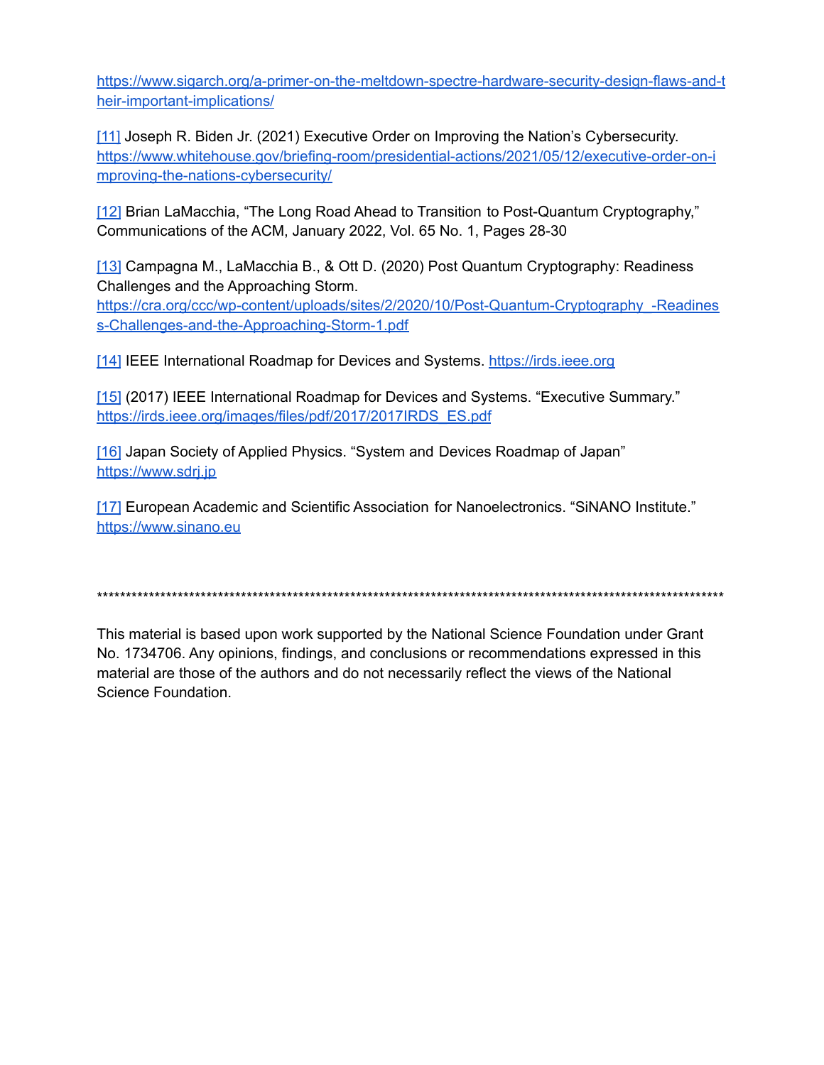https://www.sigarch.org/a-primer-on-the-meltdown-spectre-hardware-security-design-flaws-and-their-important-implications/

[11] Joseph R. Biden Jr. (2021) Executive Order on Improving the Nation's Cybersecurity. https://www.whitehouse.gov/briefing-room/presidential-actions/2021/05/12/executive-order-on-improving-the-nations-cybersecurity/

[12] Brian LaMacchia, "The Long Road Ahead to Transition to Post-Quantum Cryptography," Communications of the ACM, January 2022, Vol. 65 No. 1, Pages 28-30

[13] Campagna M., LaMacchia B., & Ott D. (2020) Post Quantum Cryptography: Readiness Challenges and the Approaching Storm. https://cra.org/ccc/wp-content/uploads/sites/2/2020/10/Post-Quantum-Cryptography_-Readiness-Challenges-and-the-Approaching-Storm-1.pdf

[14] IEEE International Roadmap for Devices and Systems. https://irds.ieee.org

[15] (2017) IEEE International Roadmap for Devices and Systems. "Executive Summary." https://irds.ieee.org/images/files/pdf/2017/2017IRDS_ES.pdf

[16] Japan Society of Applied Physics. "System and Devices Roadmap of Japan" https://www.sdrj.jp

[17] European Academic and Scientific Association for Nanoelectronics. "SiNANO Institute." https://www.sinano.eu

*****************************************************************************************************************

This material is based upon work supported by the National Science Foundation under Grant No. 1734706. Any opinions, findings, and conclusions or recommendations expressed in this material are those of the authors and do not necessarily reflect the views of the National Science Foundation.